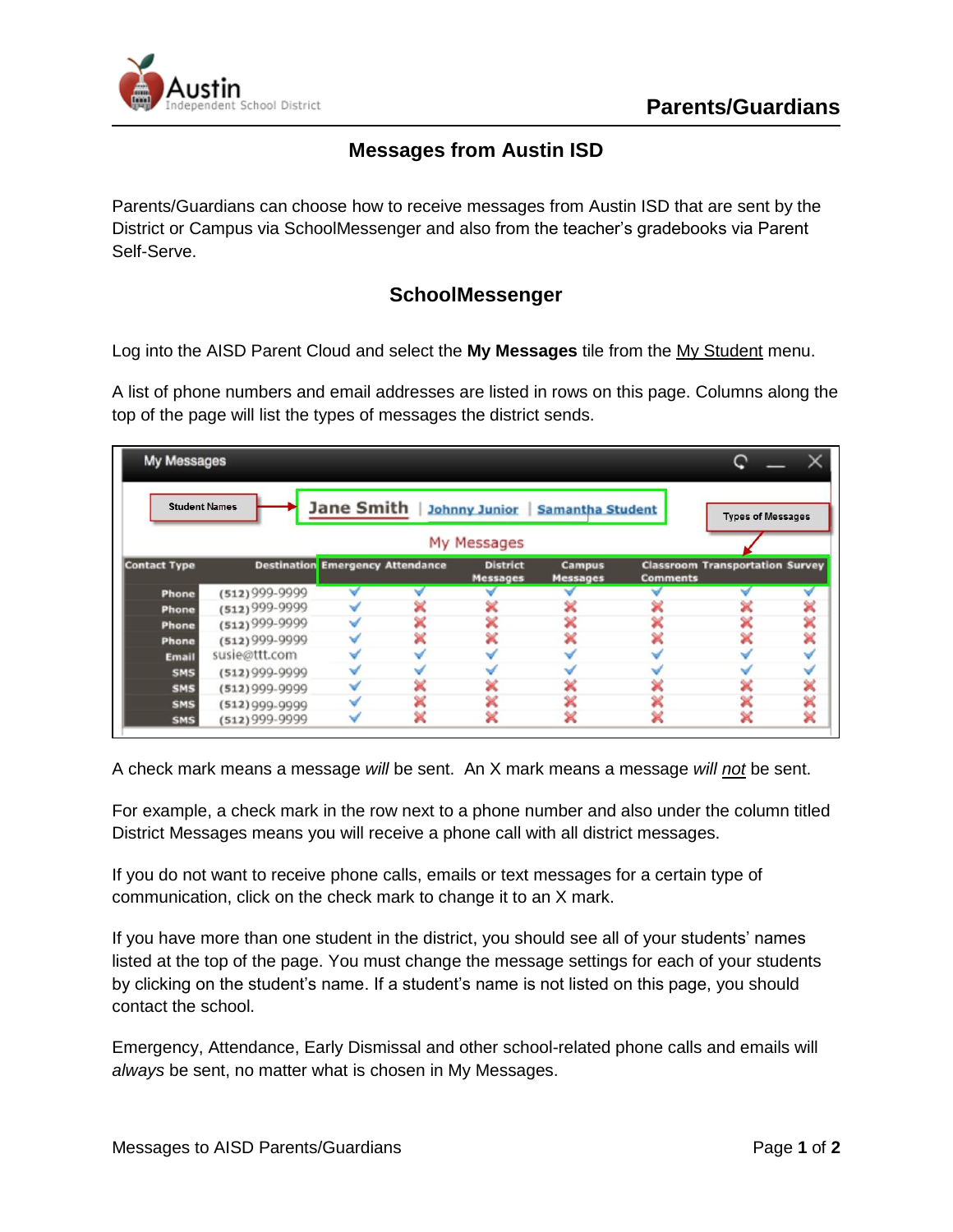# Messages from Austin ISD

Parents/Guardians can choose how to receive messages from Austin ISD that are sent by the District or Campus via SchoolMessenger and also from the teacher's gradebooks via Parent Self-Serve.

## SchoolMessenger

Log into the AISD Parent Cloud and select the **My Messages** tile from the My Student menu.

A list of phone numbers and email addresses are listed in rows on this page. Columns along the top of the page will list the types of messages the district sends.

**My Messages**

Student Names → Jane Smith | Johnny Junior | Samantha Student

Types of Messages

| Contact Type | Destination | Emergency | Attendance | District Messages | Campus Messages | Classroom Comments | Transportation | Survey |
|---|---|---|---|---|---|---|---|---|
| Phone | (512) 999-9999 | ✓ | ✓ | ✓ | ✓ | ✓ | ✓ | ✓ |
| Phone | (512) 999-9999 | ✓ | ✗ | ✗ | ✗ | ✗ | ✗ | ✗ |
| Phone | (512) 999-9999 | ✓ | ✗ | ✗ | ✗ | ✗ | ✗ | ✗ |
| Phone | (512) 999-9999 | ✓ | ✗ | ✗ | ✗ | ✗ | ✗ | ✗ |
| Email | susie@ttt.com | ✓ | ✓ | ✓ | ✓ | ✓ | ✓ | ✓ |
| SMS | (512) 999-9999 | ✓ | ✓ | ✓ | ✓ | ✓ | ✓ | ✓ |
| SMS | (512) 999-9999 | ✓ | ✗ | ✗ | ✗ | ✗ | ✗ | ✗ |
| SMS | (512) 999-9999 | ✓ | ✗ | ✗ | ✗ | ✗ | ✗ | ✗ |
| SMS | (512) 999-9999 | ✓ | ✗ | ✗ | ✗ | ✗ | ✗ | ✗ |

A check mark means a message *will* be sent. An X mark means a message *will not* be sent.

For example, a check mark in the row next to a phone number and also under the column titled District Messages means you will receive a phone call with all district messages.

If you do not want to receive phone calls, emails or text messages for a certain type of communication, click on the check mark to change it to an X mark.

If you have more than one student in the district, you should see all of your students' names listed at the top of the page. You must change the message settings for each of your students by clicking on the student's name. If a student's name is not listed on this page, you should contact the school.

Emergency, Attendance, Early Dismissal and other school-related phone calls and emails will *always* be sent, no matter what is chosen in My Messages.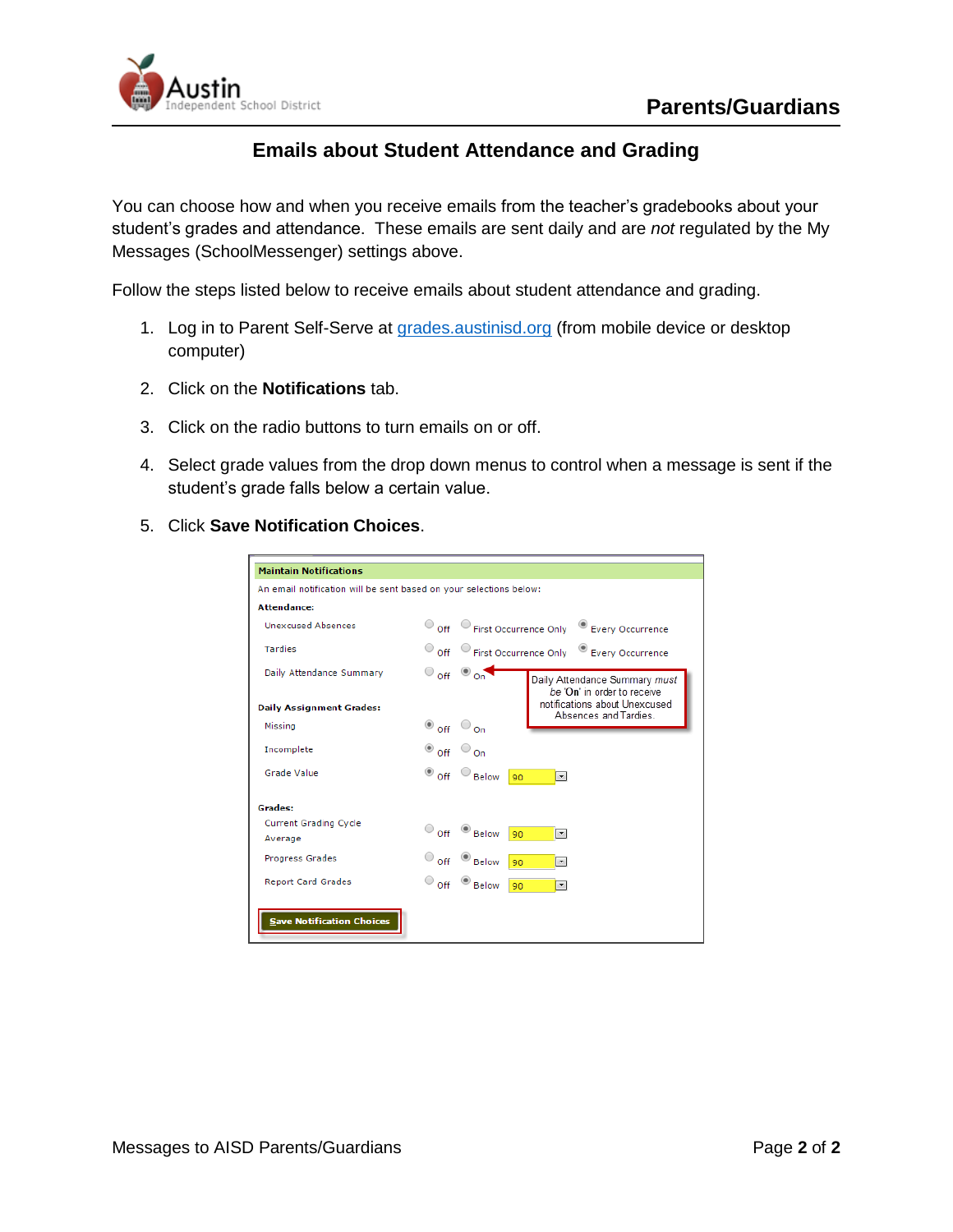## Emails about Student Attendance and Grading

You can choose how and when you receive emails from the teacher's gradebooks about your student's grades and attendance. These emails are sent daily and are *not* regulated by the My Messages (SchoolMessenger) settings above.

Follow the steps listed below to receive emails about student attendance and grading.

1. Log in to Parent Self-Serve at grades.austinisd.org (from mobile device or desktop computer)
2. Click on the **Notifications** tab.
3. Click on the radio buttons to turn emails on or off.
4. Select grade values from the drop down menus to control when a message is sent if the student's grade falls below a certain value.
5. Click **Save Notification Choices**.

**Maintain Notifications**

An email notification will be sent based on your selections below:

**Attendance:**

| | | | |
|---|---|---|---|
| Unexcused Absences | Off | First Occurrence Only | Every Occurrence |
| Tardies | Off | First Occurrence Only | Every Occurrence |
| Daily Attendance Summary | Off | On | |

Daily Attendance Summary *must* be 'On' in order to receive notifications about Unexcused Absences and Tardies.

**Daily Assignment Grades:**

| | | | |
|---|---|---|---|
| Missing | Off | On | |
| Incomplete | Off | On | |
| Grade Value | Off | Below | 90 |

**Grades:**

| | | | |
|---|---|---|---|
| Current Grading Cycle Average | Off | Below | 90 |
| Progress Grades | Off | Below | 90 |
| Report Card Grades | Off | Below | 90 |

Save Notification Choices